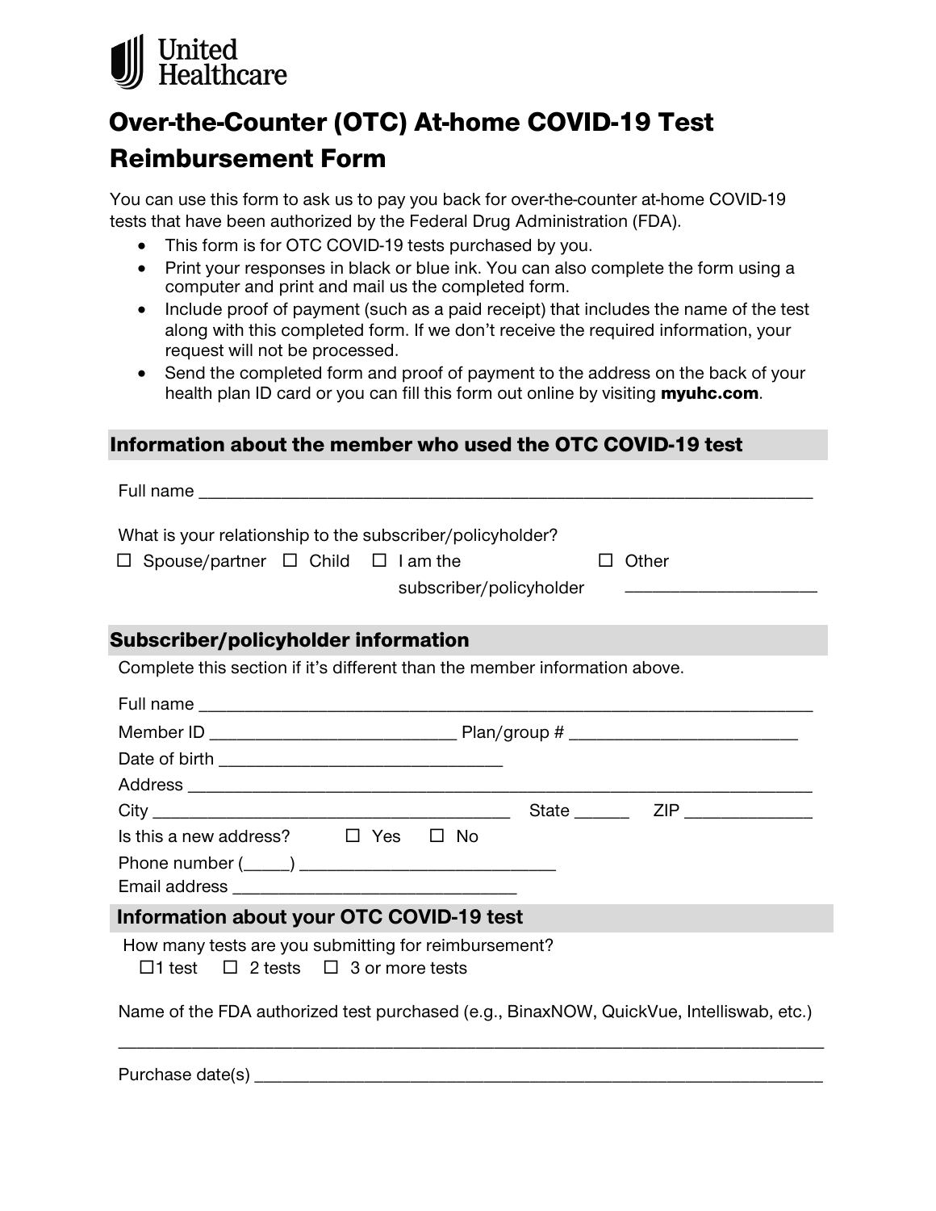United Healthcare

# Over-the-Counter (OTC) At-home COVID-19 Test Reimbursement Form

You can use this form to ask us to pay you back for over-the-counter at-home COVID-19 tests that have been authorized by the Federal Drug Administration (FDA).

- This form is for OTC COVID-19 tests purchased by you.
- Print your responses in black or blue ink. You can also complete the form using a computer and print and mail us the completed form.
- Include proof of payment (such as a paid receipt) that includes the name of the test along with this completed form. If we don't receive the required information, your request will not be processed.
- Send the completed form and proof of payment to the address on the back of your health plan ID card or you can fill this form out online by visiting **myuhc.com**.

## Information about the member who used the OTC COVID-19 test

Full name ___________________________________________________________________

What is your relationship to the subscriber/policyholder?

☐ Spouse/partner ☐ Child ☐ I am the subscriber/policyholder ☐ Other ____________________

## Subscriber/policyholder information

Complete this section if it's different than the member information above.

Full name ___________________________________________________________________

Member ID __________________________ Plan/group # ________________________

Date of birth ______________________________

Address ____________________________________________________________________

City ______________________________________ State ______ ZIP _____________

Is this a new address? ☐ Yes ☐ No

Phone number (_____) ___________________________

Email address ______________________________

## Information about your OTC COVID-19 test

How many tests are you submitting for reimbursement?

☐ 1 test ☐ 2 tests ☐ 3 or more tests

Name of the FDA authorized test purchased (e.g., BinaxNOW, QuickVue, Intelliswab, etc.)

_____________________________________________________________________________

Purchase date(s) ____________________________________________________________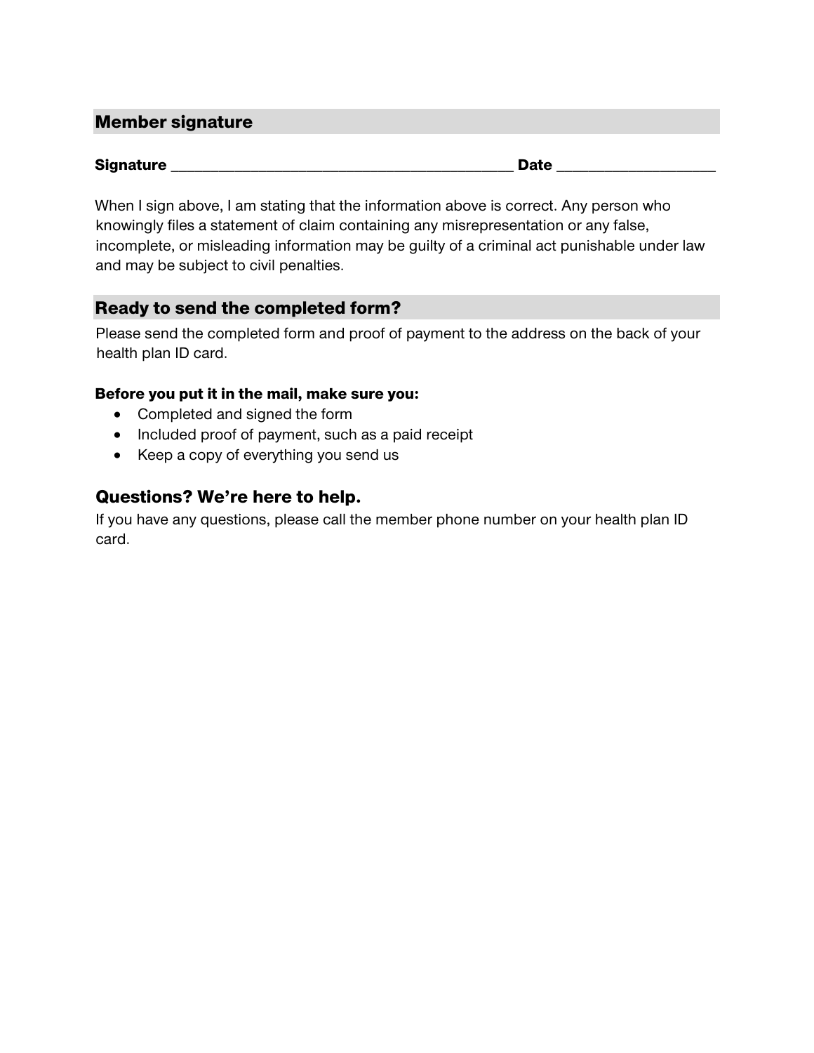## Member signature

**Signature** ________________________________________ **Date** __________________

When I sign above, I am stating that the information above is correct. Any person who knowingly files a statement of claim containing any misrepresentation or any false, incomplete, or misleading information may be guilty of a criminal act punishable under law and may be subject to civil penalties.

## Ready to send the completed form?

Please send the completed form and proof of payment to the address on the back of your health plan ID card.

**Before you put it in the mail, make sure you:**

- Completed and signed the form
- Included proof of payment, such as a paid receipt
- Keep a copy of everything you send us

## Questions? We're here to help.

If you have any questions, please call the member phone number on your health plan ID card.